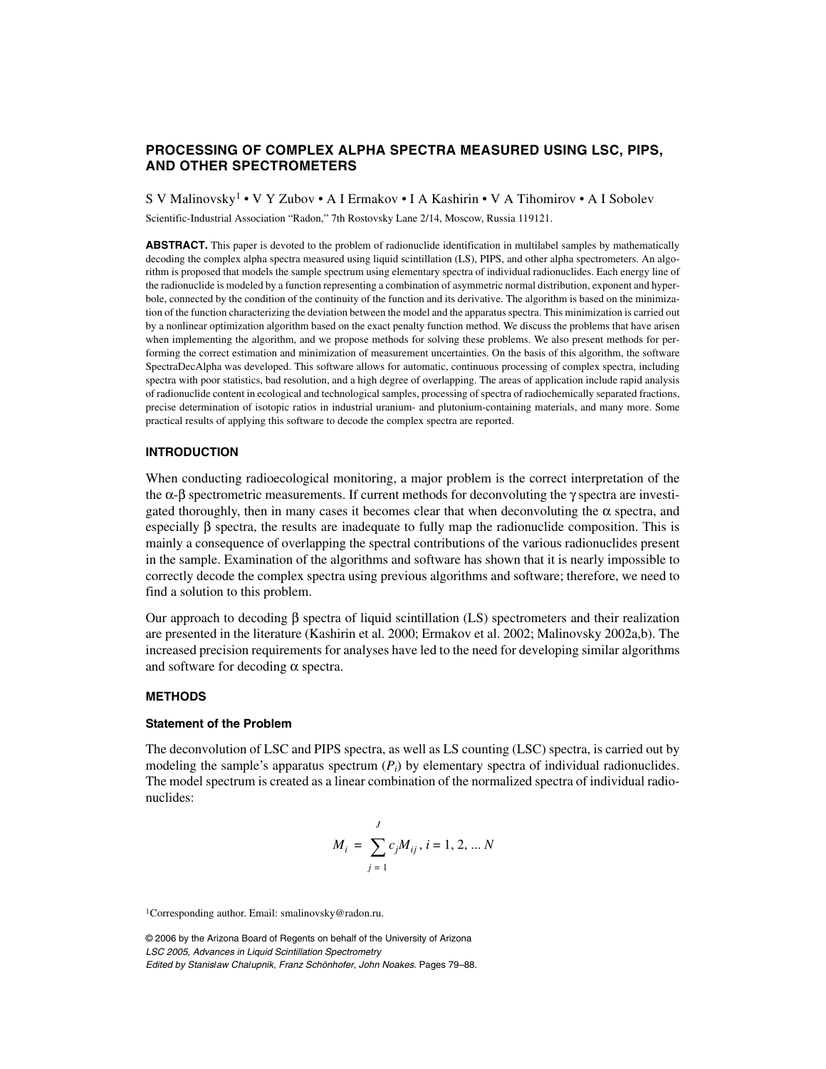# PROCESSING OF COMPLEX ALPHA SPECTRA MEASURED USING LSC, PIPS, AND OTHER SPECTROMETERS

S V Malinovsky[1] • V Y Zubov • A I Ermakov • I A Kashirin • V A Tihomirov • A I Sobolev

Scientific-Industrial Association "Radon," 7th Rostovsky Lane 2/14, Moscow, Russia 119121.

**ABSTRACT.** This paper is devoted to the problem of radionuclide identification in multilabel samples by mathematically decoding the complex alpha spectra measured using liquid scintillation (LS), PIPS, and other alpha spectrometers. An algorithm is proposed that models the sample spectrum using elementary spectra of individual radionuclides. Each energy line of the radionuclide is modeled by a function representing a combination of asymmetric normal distribution, exponent and hyperbole, connected by the condition of the continuity of the function and its derivative. The algorithm is based on the minimization of the function characterizing the deviation between the model and the apparatus spectra. This minimization is carried out by a nonlinear optimization algorithm based on the exact penalty function method. We discuss the problems that have arisen when implementing the algorithm, and we propose methods for solving these problems. We also present methods for performing the correct estimation and minimization of measurement uncertainties. On the basis of this algorithm, the software SpectraDecAlpha was developed. This software allows for automatic, continuous processing of complex spectra, including spectra with poor statistics, bad resolution, and a high degree of overlapping. The areas of application include rapid analysis of radionuclide content in ecological and technological samples, processing of spectra of radiochemically separated fractions, precise determination of isotopic ratios in industrial uranium- and plutonium-containing materials, and many more. Some practical results of applying this software to decode the complex spectra are reported.

## INTRODUCTION

When conducting radioecological monitoring, a major problem is the correct interpretation of the the α-β spectrometric measurements. If current methods for deconvoluting the γ spectra are investigated thoroughly, then in many cases it becomes clear that when deconvoluting the α spectra, and especially β spectra, the results are inadequate to fully map the radionuclide composition. This is mainly a consequence of overlapping the spectral contributions of the various radionuclides present in the sample. Examination of the algorithms and software has shown that it is nearly impossible to correctly decode the complex spectra using previous algorithms and software; therefore, we need to find a solution to this problem.

Our approach to decoding β spectra of liquid scintillation (LS) spectrometers and their realization are presented in the literature (Kashirin et al. 2000; Ermakov et al. 2002; Malinovsky 2002a,b). The increased precision requirements for analyses have led to the need for developing similar algorithms and software for decoding α spectra.

## METHODS

### Statement of the Problem

The deconvolution of LSC and PIPS spectra, as well as LS counting (LSC) spectra, is carried out by modeling the sample's apparatus spectrum ($P_i$) by elementary spectra of individual radionuclides. The model spectrum is created as a linear combination of the normalized spectra of individual radionuclides:

$$M_i = \sum_{j=1}^{J} c_j M_{ij}, \; i = 1, 2, \ldots N$$

[1]Corresponding author. Email: smalinovsky@radon.ru.

© 2006 by the Arizona Board of Regents on behalf of the University of Arizona
*LSC 2005, Advances in Liquid Scintillation Spectrometry*
*Edited by Stanisław Chałupnik, Franz Schönhofer, John Noakes.* Pages 79–88.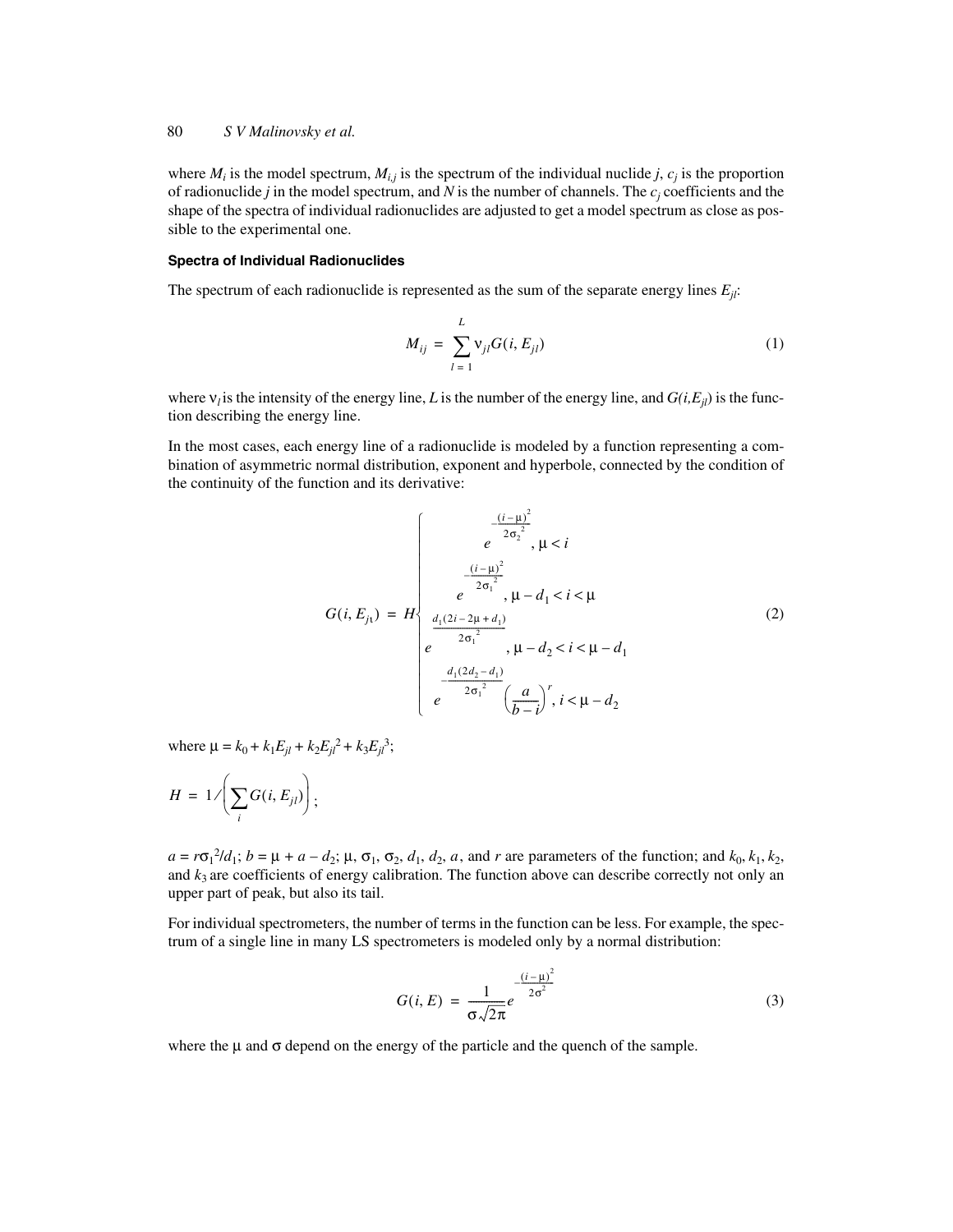where $M_i$ is the model spectrum, $M_{i,j}$ is the spectrum of the individual nuclide $j$, $c_j$ is the proportion of radionuclide $j$ in the model spectrum, and $N$ is the number of channels. The $c_j$ coefficients and the shape of the spectra of individual radionuclides are adjusted to get a model spectrum as close as possible to the experimental one.

### Spectra of Individual Radionuclides

The spectrum of each radionuclide is represented as the sum of the separate energy lines $E_{jl}$:

$$M_{ij} = \sum_{l=1}^{L} \nu_{jl} G(i, E_{jl}) \tag{1}$$

where $\nu_l$ is the intensity of the energy line, $L$ is the number of the energy line, and $G(i,E_{jl})$ is the function describing the energy line.

In the most cases, each energy line of a radionuclide is modeled by a function representing a combination of asymmetric normal distribution, exponent and hyperbole, connected by the condition of the continuity of the function and its derivative:

$$G(i, E_{jl}) = H \begin{cases} e^{-\frac{(i-\mu)^2}{2\sigma_2^2}}, \mu < i \\ e^{-\frac{(i-\mu)^2}{2\sigma_1^2}}, \mu - d_1 < i < \mu \\ e^{\frac{d_1(2i - 2\mu + d_1)}{2\sigma_1^2}}, \mu - d_2 < i < \mu - d_1 \\ e^{-\frac{d_1(2d_2 - d_1)}{2\sigma_1^2}} \left(\frac{a}{b-i}\right)^r, i < \mu - d_2 \end{cases} \tag{2}$$

where $\mu = k_0 + k_1 E_{jl} + k_2 E_{jl}^2 + k_3 E_{jl}^3$;

$$H = 1 / \left( \sum_i G(i, E_{jl}) \right);$$

$a = r\sigma_1^2 / d_1$; $b = \mu + a - d_2$; $\mu$, $\sigma_1$, $\sigma_2$, $d_1$, $d_2$, $a$, and $r$ are parameters of the function; and $k_0$, $k_1$, $k_2$, and $k_3$ are coefficients of energy calibration. The function above can describe correctly not only an upper part of peak, but also its tail.

For individual spectrometers, the number of terms in the function can be less. For example, the spectrum of a single line in many LS spectrometers is modeled only by a normal distribution:

$$G(i, E) = \frac{1}{\sigma\sqrt{2\pi}} e^{-\frac{(i-\mu)^2}{2\sigma^2}} \tag{3}$$

where the $\mu$ and $\sigma$ depend on the energy of the particle and the quench of the sample.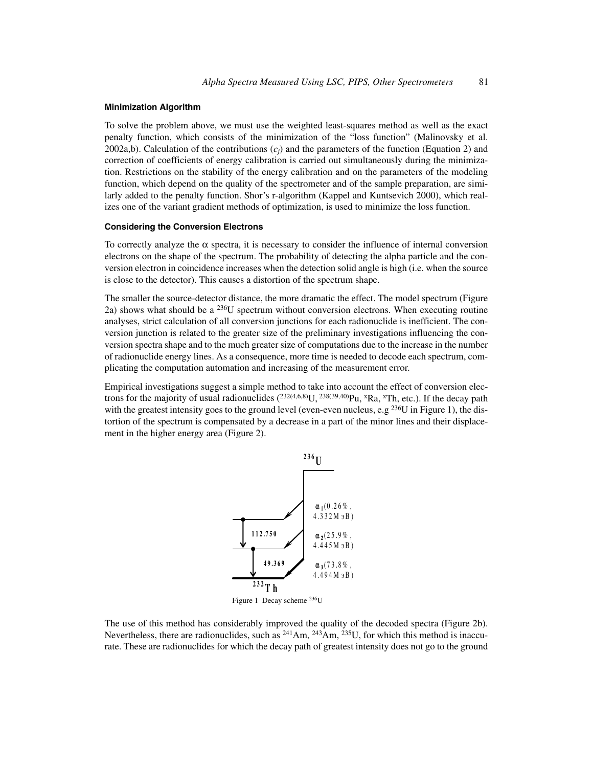#### Minimization Algorithm

To solve the problem above, we must use the weighted least-squares method as well as the exact penalty function, which consists of the minimization of the "loss function" (Malinovsky et al. 2002a,b). Calculation of the contributions ($c_j$) and the parameters of the function (Equation 2) and correction of coefficients of energy calibration is carried out simultaneously during the minimization. Restrictions on the stability of the energy calibration and on the parameters of the modeling function, which depend on the quality of the spectrometer and of the sample preparation, are similarly added to the penalty function. Shor's r-algorithm (Kappel and Kuntsevich 2000), which realizes one of the variant gradient methods of optimization, is used to minimize the loss function.

#### Considering the Conversion Electrons

To correctly analyze the $\alpha$ spectra, it is necessary to consider the influence of internal conversion electrons on the shape of the spectrum. The probability of detecting the alpha particle and the conversion electron in coincidence increases when the detection solid angle is high (i.e. when the source is close to the detector). This causes a distortion of the spectrum shape.

The smaller the source-detector distance, the more dramatic the effect. The model spectrum (Figure 2a) shows what should be a $^{236}$U spectrum without conversion electrons. When executing routine analyses, strict calculation of all conversion junctions for each radionuclide is inefficient. The conversion junction is related to the greater size of the preliminary investigations influencing the conversion spectra shape and to the much greater size of computations due to the increase in the number of radionuclide energy lines. As a consequence, more time is needed to decode each spectrum, complicating the computation automation and increasing of the measurement error.

Empirical investigations suggest a simple method to take into account the effect of conversion electrons for the majority of usual radionuclides ($^{232(4,6,8)}$U, $^{238(39,40)}$Pu, $^{x}$Ra, $^{x}$Th, etc.). If the decay path with the greatest intensity goes to the ground level (even-even nucleus, e.g $^{236}$U in Figure 1), the distortion of the spectrum is compensated by a decrease in a part of the minor lines and their displacement in the higher energy area (Figure 2).

$^{236}$U

$\alpha_1$(0.26%, 4.332MэB)

112.750

$\alpha_2$(25.9%, 4.445MэB)

49.369

$\alpha_3$(73.8%, 4.494MэB)

$^{232}$Th

Figure 1 Decay scheme $^{236}$U

The use of this method has considerably improved the quality of the decoded spectra (Figure 2b). Nevertheless, there are radionuclides, such as $^{241}$Am, $^{243}$Am, $^{235}$U, for which this method is inaccurate. These are radionuclides for which the decay path of greatest intensity does not go to the ground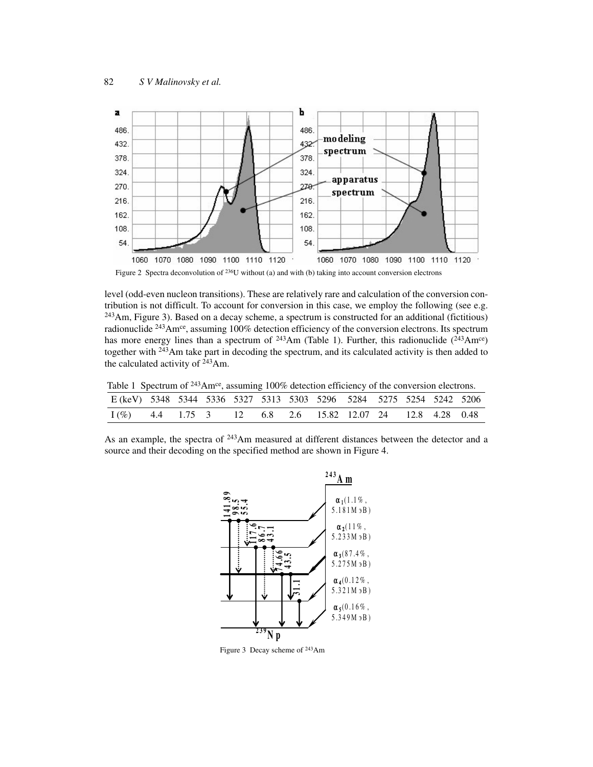Figure 2 Spectra deconvolution of $^{236}U$ without (a) and with (b) taking into account conversion electrons

level (odd-even nucleon transitions). These are relatively rare and calculation of the conversion contribution is not difficult. To account for conversion in this case, we employ the following (see e.g. $^{243}Am$, Figure 3). Based on a decay scheme, a spectrum is constructed for an additional (fictitious) radionuclide $^{243}Am^{ce}$, assuming 100% detection efficiency of the conversion electrons. Its spectrum has more energy lines than a spectrum of $^{243}Am$ (Table 1). Further, this radionuclide ($^{243}Am^{ce}$) together with $^{243}Am$ take part in decoding the spectrum, and its calculated activity is then added to the calculated activity of $^{243}Am$.

Table 1 Spectrum of $^{243}Am^{ce}$, assuming 100% detection efficiency of the conversion electrons.

| E (keV) | 5348 | 5344 | 5336 | 5327 | 5313 | 5303 | 5296 | 5284 | 5275 | 5254 | 5242 | 5206 |
|---|---|---|---|---|---|---|---|---|---|---|---|---|
| I (%) | 4.4 | 1.75 | 3 | 12 | 6.8 | 2.6 | 15.82 | 12.07 | 24 | 12.8 | 4.28 | 0.48 |

As an example, the spectra of $^{243}Am$ measured at different distances between the detector and a source and their decoding on the specified method are shown in Figure 4.

Figure 3 Decay scheme of $^{243}Am$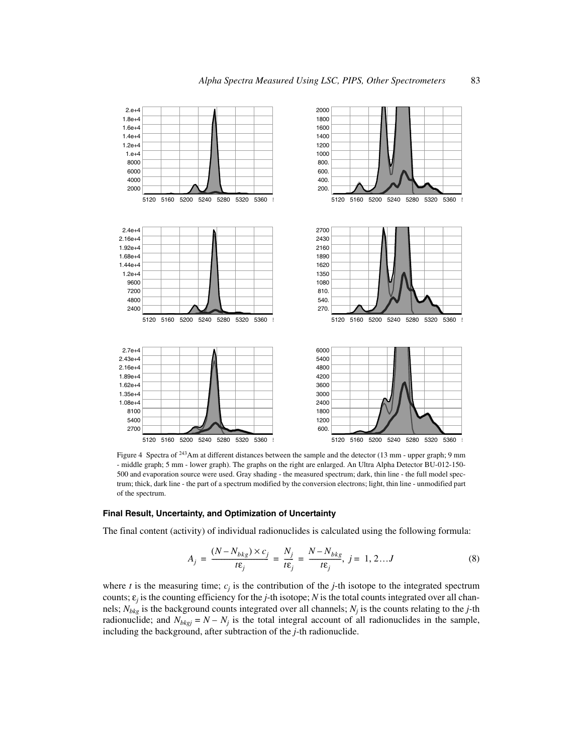Figure 4 Spectra of $^{243}$Am at different distances between the sample and the detector (13 mm - upper graph; 9 mm - middle graph; 5 mm - lower graph). The graphs on the right are enlarged. An Ultra Alpha Detector BU-012-150-500 and evaporation source were used. Gray shading - the measured spectrum; dark, thin line - the full model spectrum; thick, dark line - the part of a spectrum modified by the conversion electrons; light, thin line - unmodified part of the spectrum.

### Final Result, Uncertainty, and Optimization of Uncertainty

The final content (activity) of individual radionuclides is calculated using the following formula:

$$A_j = \frac{(N - N_{bkg}) \times c_j}{t\varepsilon_j} = \frac{N_j}{t\varepsilon_j} = \frac{N - N_{bkg}}{t\varepsilon_j}, \ j = 1, 2 \ldots J \tag{8}$$

where $t$ is the measuring time; $c_j$ is the contribution of the $j$-th isotope to the integrated spectrum counts; $\varepsilon_j$ is the counting efficiency for the $j$-th isotope; $N$ is the total counts integrated over all channels; $N_{bkg}$ is the background counts integrated over all channels; $N_j$ is the counts relating to the $j$-th radionuclide; and $N_{bkgj} = N - N_j$ is the total integral account of all radionuclides in the sample, including the background, after subtraction of the $j$-th radionuclide.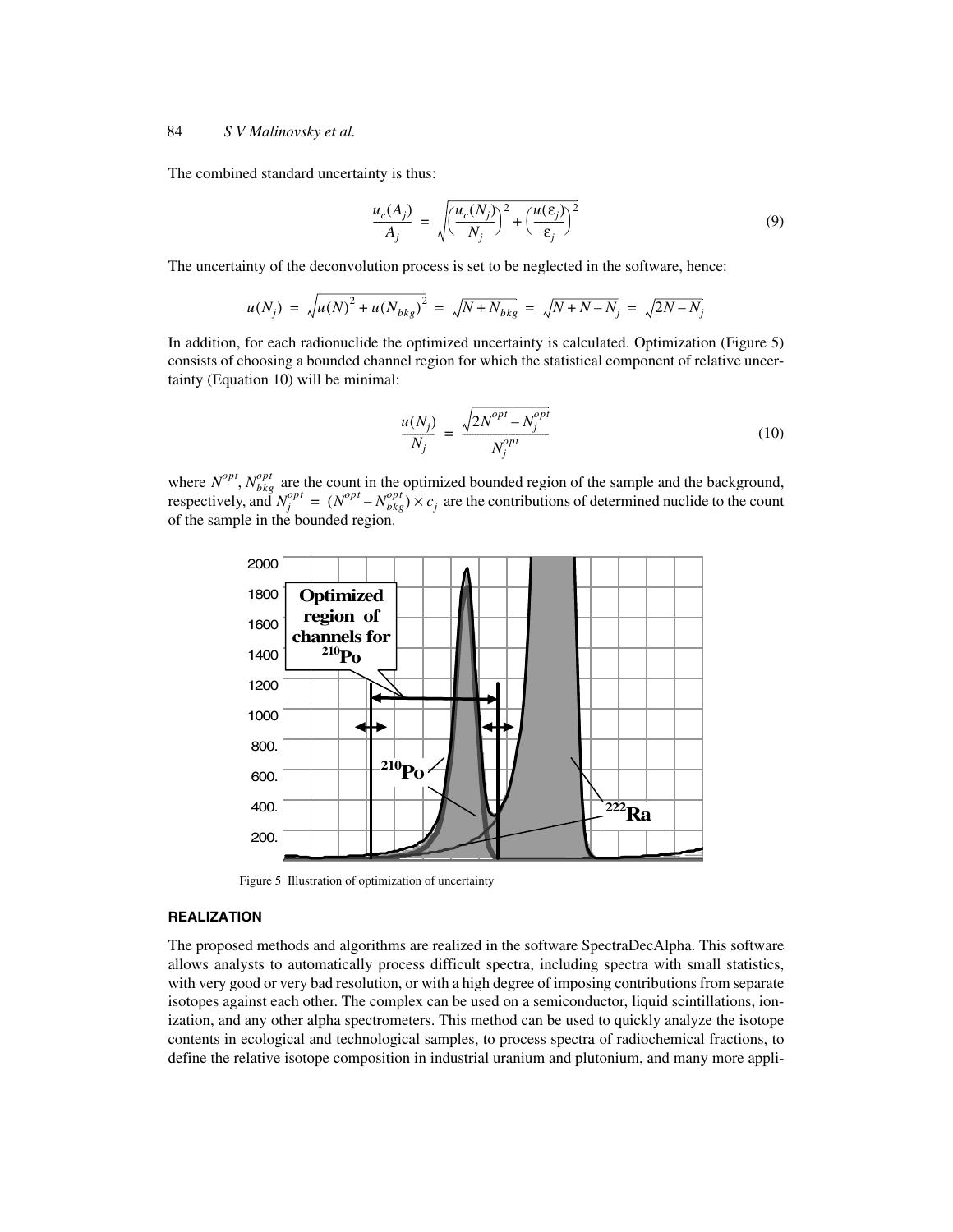The combined standard uncertainty is thus:

$$\frac{u_c(A_j)}{A_j} = \sqrt{\left(\frac{u_c(N_j)}{N_j}\right)^2 + \left(\frac{u(\varepsilon_j)}{\varepsilon_j}\right)^2} \tag{9}$$

The uncertainty of the deconvolution process is set to be neglected in the software, hence:

$$u(N_j) = \sqrt{u(N)^2 + u(N_{bkg})^2} = \sqrt{N + N_{bkg}} = \sqrt{N + N - N_j} = \sqrt{2N - N_j}$$

In addition, for each radionuclide the optimized uncertainty is calculated. Optimization (Figure 5) consists of choosing a bounded channel region for which the statistical component of relative uncertainty (Equation 10) will be minimal:

$$\frac{u(N_j)}{N_j} = \frac{\sqrt{2N^{opt} - N_j^{opt}}}{N_j^{opt}} \tag{10}$$

where $N^{opt}$, $N_{bkg}^{opt}$ are the count in the optimized bounded region of the sample and the background, respectively, and $N_j^{opt} = (N^{opt} - N_{bkg}^{opt}) \times c_j$ are the contributions of determined nuclide to the count of the sample in the bounded region.

Figure 5 Illustration of optimization of uncertainty

## REALIZATION

The proposed methods and algorithms are realized in the software SpectraDecAlpha. This software allows analysts to automatically process difficult spectra, including spectra with small statistics, with very good or very bad resolution, or with a high degree of imposing contributions from separate isotopes against each other. The complex can be used on a semiconductor, liquid scintillations, ionization, and any other alpha spectrometers. This method can be used to quickly analyze the isotope contents in ecological and technological samples, to process spectra of radiochemical fractions, to define the relative isotope composition in industrial uranium and plutonium, and many more appli-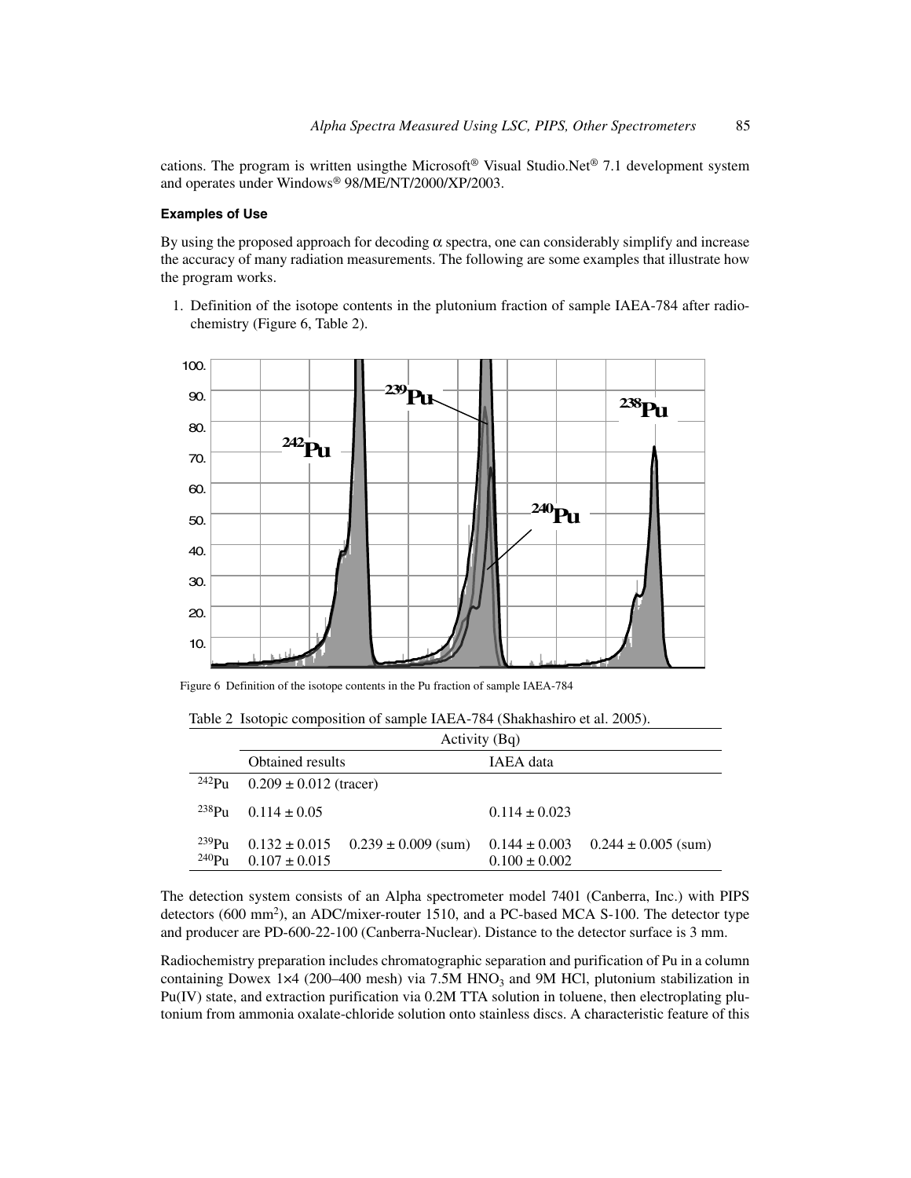cations. The program is written usingthe Microsoft® Visual Studio.Net® 7.1 development system and operates under Windows® 98/ME/NT/2000/XP/2003.

#### Examples of Use

By using the proposed approach for decoding α spectra, one can considerably simplify and increase the accuracy of many radiation measurements. The following are some examples that illustrate how the program works.

1. Definition of the isotope contents in the plutonium fraction of sample IAEA-784 after radiochemistry (Figure 6, Table 2).

Figure 6 Definition of the isotope contents in the Pu fraction of sample IAEA-784

Table 2 Isotopic composition of sample IAEA-784 (Shakhashiro et al. 2005).

| | Activity (Bq) | | | |
|---|---|---|---|---|
| | Obtained results | | IAEA data | |
| $^{242}$Pu | 0.209 ± 0.012 (tracer) | | | |
| $^{238}$Pu | 0.114 ± 0.05 | | 0.114 ± 0.023 | |
| $^{239}$Pu | 0.132 ± 0.015 | 0.239 ± 0.009 (sum) | 0.144 ± 0.003 | 0.244 ± 0.005 (sum) |
| $^{240}$Pu | 0.107 ± 0.015 | | 0.100 ± 0.002 | |

The detection system consists of an Alpha spectrometer model 7401 (Canberra, Inc.) with PIPS detectors (600 mm$^2$), an ADC/mixer-router 1510, and a PC-based MCA S-100. The detector type and producer are PD-600-22-100 (Canberra-Nuclear). Distance to the detector surface is 3 mm.

Radiochemistry preparation includes chromatographic separation and purification of Pu in a column containing Dowex 1×4 (200–400 mesh) via 7.5M $HNO_3$ and 9M HCl, plutonium stabilization in Pu(IV) state, and extraction purification via 0.2M TTA solution in toluene, then electroplating plutonium from ammonia oxalate-chloride solution onto stainless discs. A characteristic feature of this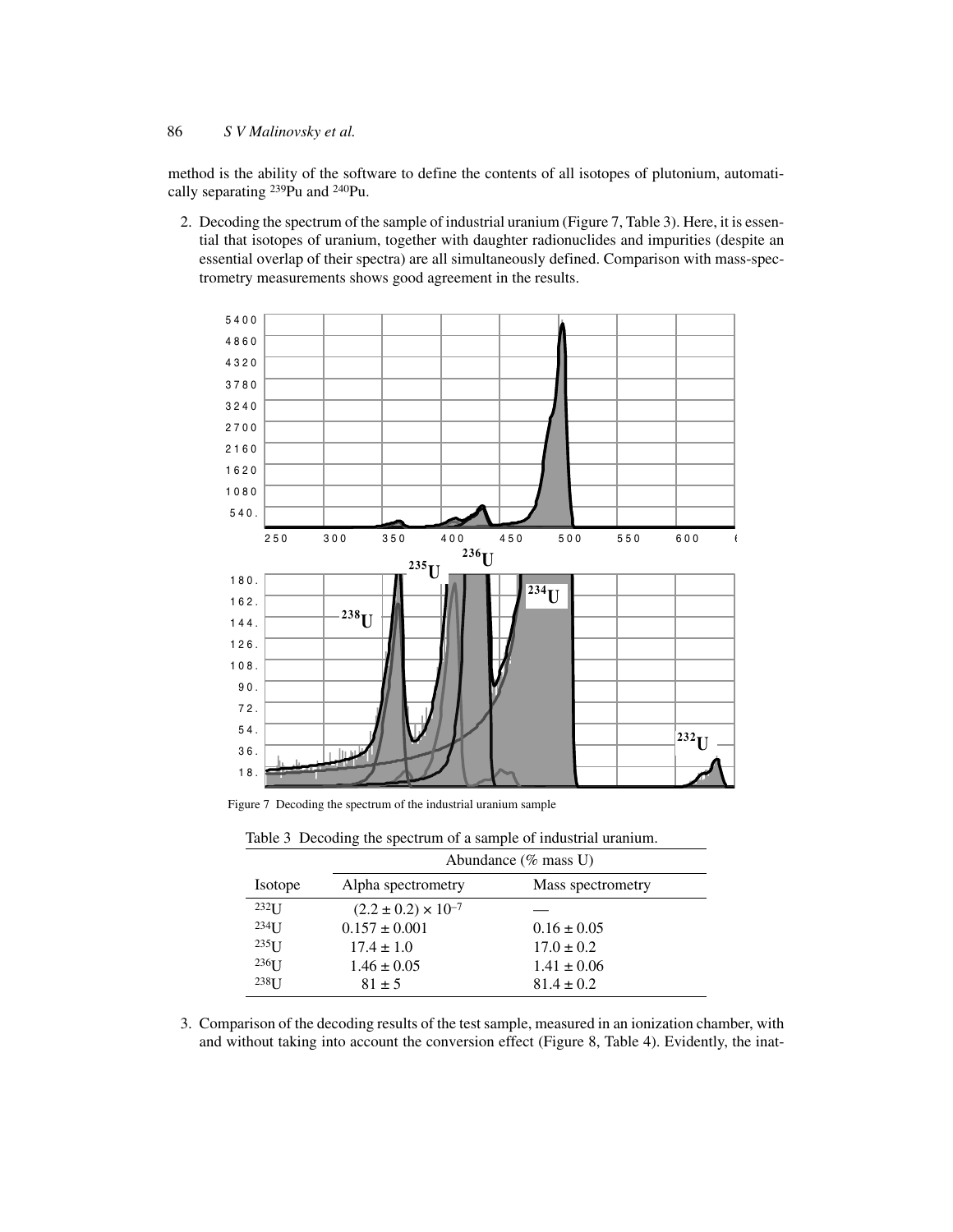method is the ability of the software to define the contents of all isotopes of plutonium, automatically separating $^{239}Pu$ and $^{240}Pu$.

2. Decoding the spectrum of the sample of industrial uranium (Figure 7, Table 3). Here, it is essential that isotopes of uranium, together with daughter radionuclides and impurities (despite an essential overlap of their spectra) are all simultaneously defined. Comparison with mass-spectrometry measurements shows good agreement in the results.

Figure 7 Decoding the spectrum of the industrial uranium sample

Table 3 Decoding the spectrum of a sample of industrial uranium.

| | Abundance (% mass U) | |
|---|---|---|
| Isotope | Alpha spectrometry | Mass spectrometry |
| $^{232}U$ | $(2.2 \pm 0.2) \times 10^{-7}$ | — |
| $^{234}U$ | $0.157 \pm 0.001$ | $0.16 \pm 0.05$ |
| $^{235}U$ | $17.4 \pm 1.0$ | $17.0 \pm 0.2$ |
| $^{236}U$ | $1.46 \pm 0.05$ | $1.41 \pm 0.06$ |
| $^{238}U$ | $81 \pm 5$ | $81.4 \pm 0.2$ |

3. Comparison of the decoding results of the test sample, measured in an ionization chamber, with and without taking into account the conversion effect (Figure 8, Table 4). Evidently, the inat-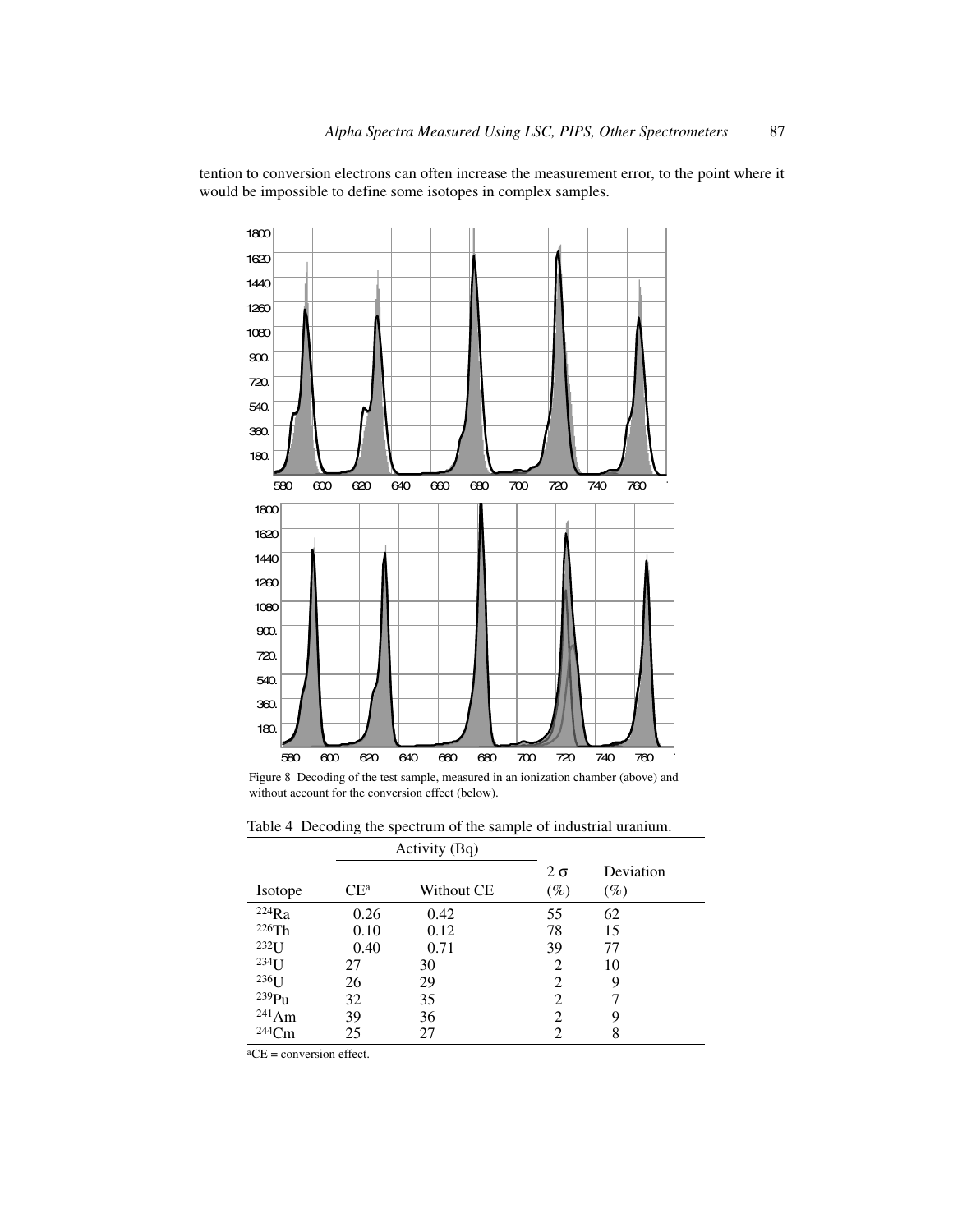tention to conversion electrons can often increase the measurement error, to the point where it would be impossible to define some isotopes in complex samples.

Figure 8 Decoding of the test sample, measured in an ionization chamber (above) and without account for the conversion effect (below).

Table 4 Decoding the spectrum of the sample of industrial uranium.

| | Activity (Bq) | | | |
|---|---|---|---|---|
| Isotope | CE[a] | Without CE | 2 σ (%) | Deviation (%) |
| $^{224}$Ra | 0.26 | 0.42 | 55 | 62 |
| $^{226}$Th | 0.10 | 0.12 | 78 | 15 |
| $^{232}$U | 0.40 | 0.71 | 39 | 77 |
| $^{234}$U | 27 | 30 | 2 | 10 |
| $^{236}$U | 26 | 29 | 2 | 9 |
| $^{239}$Pu | 32 | 35 | 2 | 7 |
| $^{241}$Am | 39 | 36 | 2 | 9 |
| $^{244}$Cm | 25 | 27 | 2 | 8 |

[a]CE = conversion effect.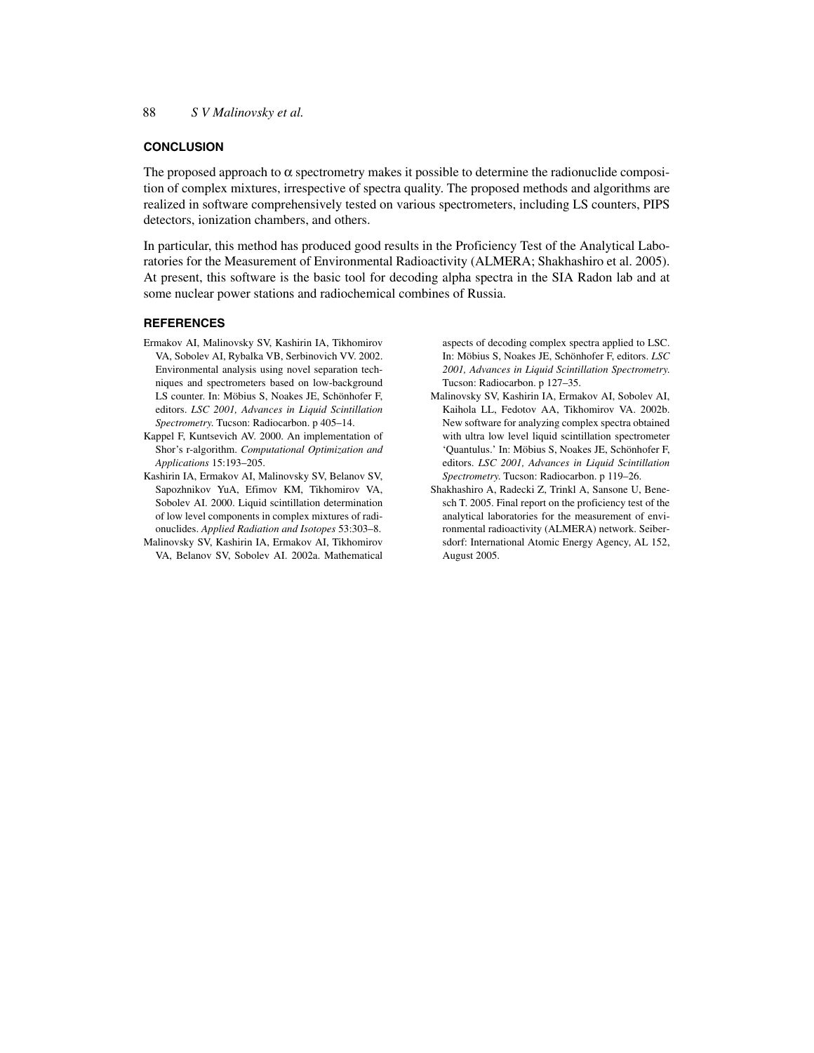## CONCLUSION

The proposed approach to $\alpha$ spectrometry makes it possible to determine the radionuclide composition of complex mixtures, irrespective of spectra quality. The proposed methods and algorithms are realized in software comprehensively tested on various spectrometers, including LS counters, PIPS detectors, ionization chambers, and others.

In particular, this method has produced good results in the Proficiency Test of the Analytical Laboratories for the Measurement of Environmental Radioactivity (ALMERA; Shakhashiro et al. 2005). At present, this software is the basic tool for decoding alpha spectra in the SIA Radon lab and at some nuclear power stations and radiochemical combines of Russia.

## REFERENCES

Ermakov AI, Malinovsky SV, Kashirin IA, Tikhomirov VA, Sobolev AI, Rybalka VB, Serbinovich VV. 2002. Environmental analysis using novel separation techniques and spectrometers based on low-background LS counter. In: Möbius S, Noakes JE, Schönhofer F, editors. *LSC 2001, Advances in Liquid Scintillation Spectrometry.* Tucson: Radiocarbon. p 405–14.

Kappel F, Kuntsevich AV. 2000. An implementation of Shor's r-algorithm. *Computational Optimization and Applications* 15:193–205.

Kashirin IA, Ermakov AI, Malinovsky SV, Belanov SV, Sapozhnikov YuA, Efimov KM, Tikhomirov VA, Sobolev AI. 2000. Liquid scintillation determination of low level components in complex mixtures of radionuclides. *Applied Radiation and Isotopes* 53:303–8.

Malinovsky SV, Kashirin IA, Ermakov AI, Tikhomirov VA, Belanov SV, Sobolev AI. 2002a. Mathematical aspects of decoding complex spectra applied to LSC. In: Möbius S, Noakes JE, Schönhofer F, editors. *LSC 2001, Advances in Liquid Scintillation Spectrometry.* Tucson: Radiocarbon. p 127–35.

Malinovsky SV, Kashirin IA, Ermakov AI, Sobolev AI, Kaihola LL, Fedotov AA, Tikhomirov VA. 2002b. New software for analyzing complex spectra obtained with ultra low level liquid scintillation spectrometer 'Quantulus.' In: Möbius S, Noakes JE, Schönhofer F, editors. *LSC 2001, Advances in Liquid Scintillation Spectrometry.* Tucson: Radiocarbon. p 119–26.

Shakhashiro A, Radecki Z, Trinkl A, Sansone U, Benesch T. 2005. Final report on the proficiency test of the analytical laboratories for the measurement of environmental radioactivity (ALMERA) network. Seibersdorf: International Atomic Energy Agency, AL 152, August 2005.